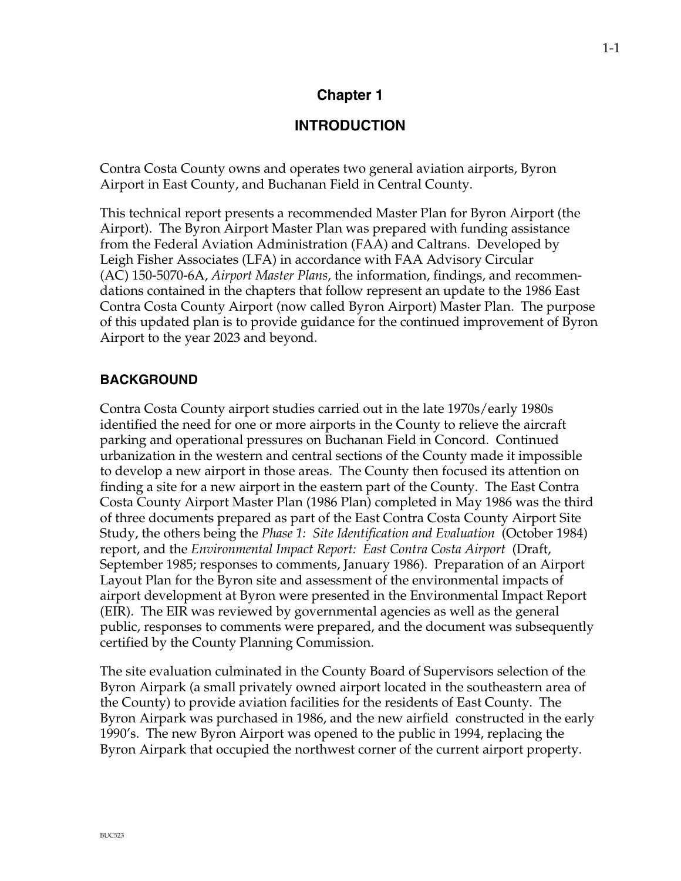# Chapter 1

# INTRODUCTION

Contra Costa County owns and operates two general aviation airports, Byron Airport in East County, and Buchanan Field in Central County.

This technical report presents a recommended Master Plan for Byron Airport (the Airport). The Byron Airport Master Plan was prepared with funding assistance from the Federal Aviation Administration (FAA) and Caltrans. Developed by Leigh Fisher Associates (LFA) in accordance with FAA Advisory Circular (AC) 150-5070-6A, *Airport Master Plans*, the information, findings, and recommendations contained in the chapters that follow represent an update to the 1986 East Contra Costa County Airport (now called Byron Airport) Master Plan. The purpose of this updated plan is to provide guidance for the continued improvement of Byron Airport to the year 2023 and beyond.

## BACKGROUND

Contra Costa County airport studies carried out in the late 1970s/early 1980s identified the need for one or more airports in the County to relieve the aircraft parking and operational pressures on Buchanan Field in Concord. Continued urbanization in the western and central sections of the County made it impossible to develop a new airport in those areas. The County then focused its attention on finding a site for a new airport in the eastern part of the County. The East Contra Costa County Airport Master Plan (1986 Plan) completed in May 1986 was the third of three documents prepared as part of the East Contra Costa County Airport Site Study, the others being the *Phase 1: Site Identification and Evaluation* (October 1984) report, and the *Environmental Impact Report: East Contra Costa Airport* (Draft, September 1985; responses to comments, January 1986). Preparation of an Airport Layout Plan for the Byron site and assessment of the environmental impacts of airport development at Byron were presented in the Environmental Impact Report (EIR). The EIR was reviewed by governmental agencies as well as the general public, responses to comments were prepared, and the document was subsequently certified by the County Planning Commission.

The site evaluation culminated in the County Board of Supervisors selection of the Byron Airpark (a small privately owned airport located in the southeastern area of the County) to provide aviation facilities for the residents of East County. The Byron Airpark was purchased in 1986, and the new airfield constructed in the early 1990's. The new Byron Airport was opened to the public in 1994, replacing the Byron Airpark that occupied the northwest corner of the current airport property.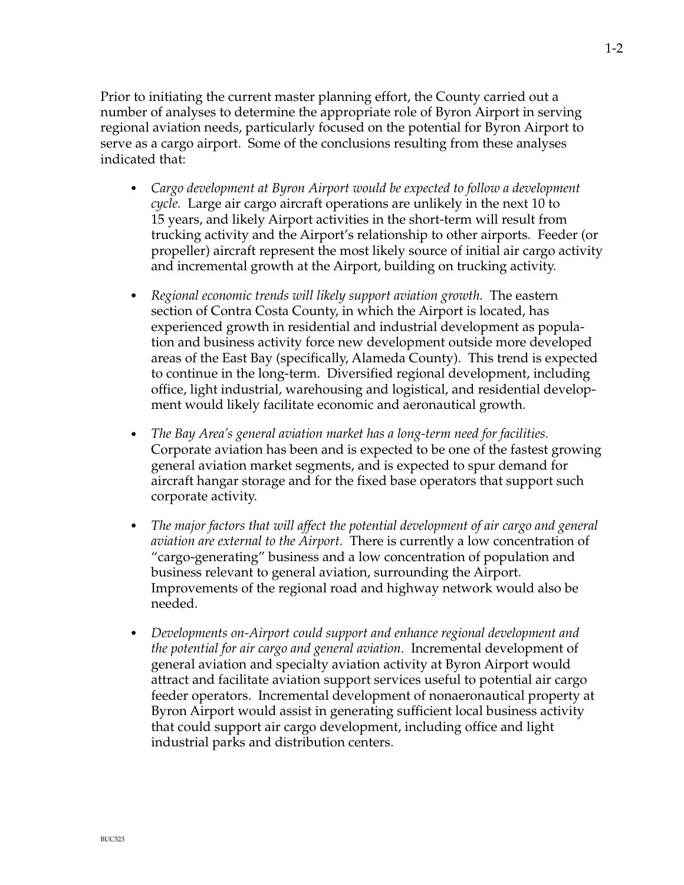Prior to initiating the current master planning effort, the County carried out a number of analyses to determine the appropriate role of Byron Airport in serving regional aviation needs, particularly focused on the potential for Byron Airport to serve as a cargo airport. Some of the conclusions resulting from these analyses indicated that:

- *Cargo development at Byron Airport would be expected to follow a development cycle.* Large air cargo aircraft operations are unlikely in the next 10 to 15 years, and likely Airport activities in the short-term will result from trucking activity and the Airport's relationship to other airports. Feeder (or propeller) aircraft represent the most likely source of initial air cargo activity and incremental growth at the Airport, building on trucking activity.

- *Regional economic trends will likely support aviation growth.* The eastern section of Contra Costa County, in which the Airport is located, has experienced growth in residential and industrial development as population and business activity force new development outside more developed areas of the East Bay (specifically, Alameda County). This trend is expected to continue in the long-term. Diversified regional development, including office, light industrial, warehousing and logistical, and residential development would likely facilitate economic and aeronautical growth.

- *The Bay Area's general aviation market has a long-term need for facilities.* Corporate aviation has been and is expected to be one of the fastest growing general aviation market segments, and is expected to spur demand for aircraft hangar storage and for the fixed base operators that support such corporate activity.

- *The major factors that will affect the potential development of air cargo and general aviation are external to the Airport.* There is currently a low concentration of "cargo-generating" business and a low concentration of population and business relevant to general aviation, surrounding the Airport. Improvements of the regional road and highway network would also be needed.

- *Developments on-Airport could support and enhance regional development and the potential for air cargo and general aviation.* Incremental development of general aviation and specialty aviation activity at Byron Airport would attract and facilitate aviation support services useful to potential air cargo feeder operators. Incremental development of nonaeronautical property at Byron Airport would assist in generating sufficient local business activity that could support air cargo development, including office and light industrial parks and distribution centers.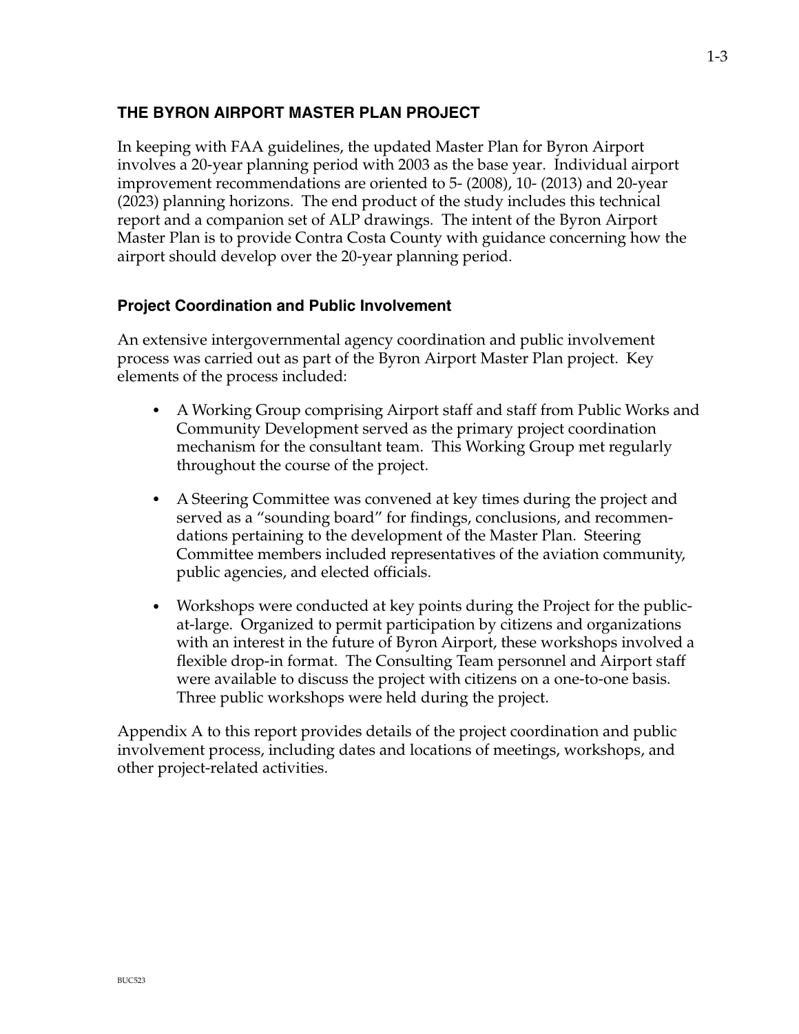## THE BYRON AIRPORT MASTER PLAN PROJECT

In keeping with FAA guidelines, the updated Master Plan for Byron Airport involves a 20-year planning period with 2003 as the base year. Individual airport improvement recommendations are oriented to 5- (2008), 10- (2013) and 20-year (2023) planning horizons. The end product of the study includes this technical report and a companion set of ALP drawings. The intent of the Byron Airport Master Plan is to provide Contra Costa County with guidance concerning how the airport should develop over the 20-year planning period.

### Project Coordination and Public Involvement

An extensive intergovernmental agency coordination and public involvement process was carried out as part of the Byron Airport Master Plan project. Key elements of the process included:

- A Working Group comprising Airport staff and staff from Public Works and Community Development served as the primary project coordination mechanism for the consultant team. This Working Group met regularly throughout the course of the project.

- A Steering Committee was convened at key times during the project and served as a "sounding board" for findings, conclusions, and recommendations pertaining to the development of the Master Plan. Steering Committee members included representatives of the aviation community, public agencies, and elected officials.

- Workshops were conducted at key points during the Project for the public-at-large. Organized to permit participation by citizens and organizations with an interest in the future of Byron Airport, these workshops involved a flexible drop-in format. The Consulting Team personnel and Airport staff were available to discuss the project with citizens on a one-to-one basis. Three public workshops were held during the project.

Appendix A to this report provides details of the project coordination and public involvement process, including dates and locations of meetings, workshops, and other project-related activities.